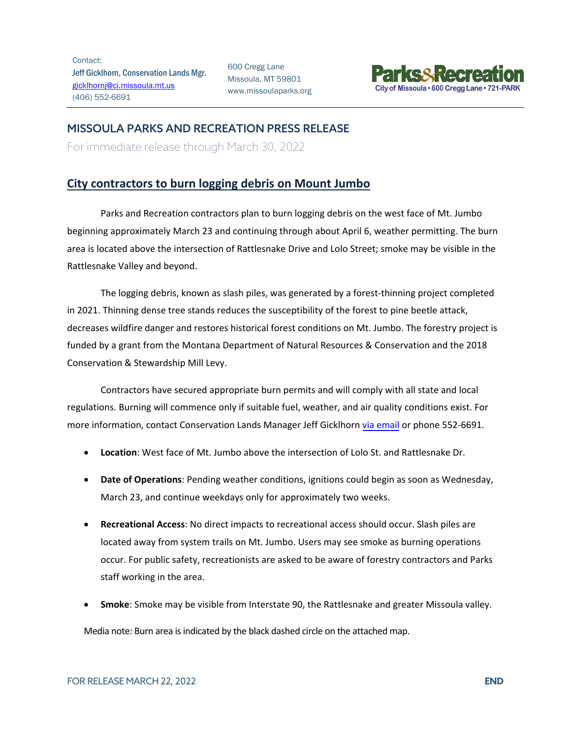Contact:
Jeff Gicklhorn, Conservation Lands Mgr.
gicklhornj@ci.missoula.mt.us
(406) 552-6691

600 Cregg Lane
Missoula, MT 59801
www.missoulaparks.org

Parks&Recreation
City of Missoula • 600 Cregg Lane • 721-PARK

## MISSOULA PARKS AND RECREATION PRESS RELEASE

For immediate release through March 30, 2022

# City contractors to burn logging debris on Mount Jumbo

Parks and Recreation contractors plan to burn logging debris on the west face of Mt. Jumbo beginning approximately March 23 and continuing through about April 6, weather permitting. The burn area is located above the intersection of Rattlesnake Drive and Lolo Street; smoke may be visible in the Rattlesnake Valley and beyond.

The logging debris, known as slash piles, was generated by a forest-thinning project completed in 2021. Thinning dense tree stands reduces the susceptibility of the forest to pine beetle attack, decreases wildfire danger and restores historical forest conditions on Mt. Jumbo. The forestry project is funded by a grant from the Montana Department of Natural Resources & Conservation and the 2018 Conservation & Stewardship Mill Levy.

Contractors have secured appropriate burn permits and will comply with all state and local regulations. Burning will commence only if suitable fuel, weather, and air quality conditions exist. For more information, contact Conservation Lands Manager Jeff Gicklhorn via email or phone 552-6691.

- **Location**: West face of Mt. Jumbo above the intersection of Lolo St. and Rattlesnake Dr.
- **Date of Operations**: Pending weather conditions, ignitions could begin as soon as Wednesday, March 23, and continue weekdays only for approximately two weeks.
- **Recreational Access**: No direct impacts to recreational access should occur. Slash piles are located away from system trails on Mt. Jumbo. Users may see smoke as burning operations occur. For public safety, recreationists are asked to be aware of forestry contractors and Parks staff working in the area.
- **Smoke**: Smoke may be visible from Interstate 90, the Rattlesnake and greater Missoula valley.

Media note: Burn area is indicated by the black dashed circle on the attached map.

FOR RELEASE MARCH 22, 2022

**END**